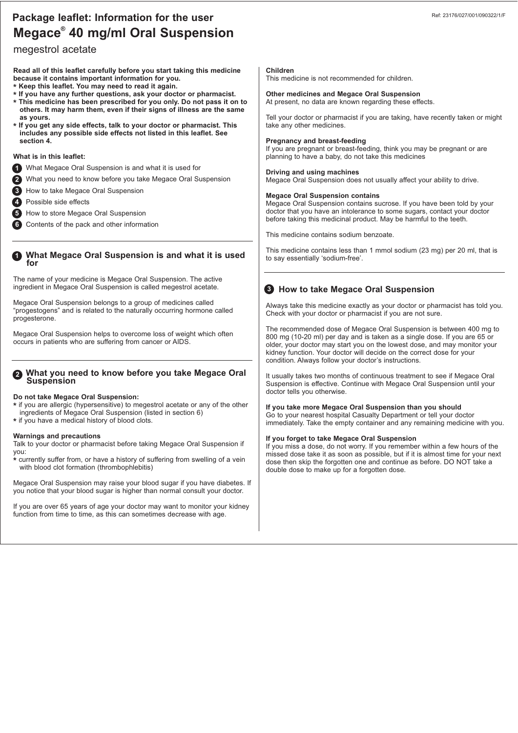Ref: 23176/027/001/090322/1/F

# Package leaflet: Information for the user

## Megace® 40 mg/ml Oral Suspension

megestrol acetate

**Read all of this leaflet carefully before you start taking this medicine because it contains important information for you.**

- **Keep this leaflet. You may need to read it again.**
- **If you have any further questions, ask your doctor or pharmacist.**
- **This medicine has been prescribed for you only. Do not pass it on to others. It may harm them, even if their signs of illness are the same as yours.**
- **If you get any side effects, talk to your doctor or pharmacist. This includes any possible side effects not listed in this leaflet. See section 4.**

**What is in this leaflet:**

1. What Megace Oral Suspension is and what it is used for
2. What you need to know before you take Megace Oral Suspension
3. How to take Megace Oral Suspension
4. Possible side effects
5. How to store Megace Oral Suspension
6. Contents of the pack and other information

## 1 What Megace Oral Suspension is and what it is used for

The name of your medicine is Megace Oral Suspension. The active ingredient in Megace Oral Suspension is called megestrol acetate.

Megace Oral Suspension belongs to a group of medicines called "progestogens" and is related to the naturally occurring hormone called progesterone.

Megace Oral Suspension helps to overcome loss of weight which often occurs in patients who are suffering from cancer or AIDS.

## 2 What you need to know before you take Megace Oral Suspension

**Do not take Megace Oral Suspension:**

- if you are allergic (hypersensitive) to megestrol acetate or any of the other ingredients of Megace Oral Suspension (listed in section 6)
- if you have a medical history of blood clots.

**Warnings and precautions**

Talk to your doctor or pharmacist before taking Megace Oral Suspension if you:

- currently suffer from, or have a history of suffering from swelling of a vein with blood clot formation (thrombophlebitis)

Megace Oral Suspension may raise your blood sugar if you have diabetes. If you notice that your blood sugar is higher than normal consult your doctor.

If you are over 65 years of age your doctor may want to monitor your kidney function from time to time, as this can sometimes decrease with age.

**Children**

This medicine is not recommended for children.

**Other medicines and Megace Oral Suspension**

At present, no data are known regarding these effects.

Tell your doctor or pharmacist if you are taking, have recently taken or might take any other medicines.

**Pregnancy and breast-feeding**

If you are pregnant or breast-feeding, think you may be pregnant or are planning to have a baby, do not take this medicines

**Driving and using machines**

Megace Oral Suspension does not usually affect your ability to drive.

**Megace Oral Suspension contains**

Megace Oral Suspension contains sucrose. If you have been told by your doctor that you have an intolerance to some sugars, contact your doctor before taking this medicinal product. May be harmful to the teeth.

This medicine contains sodium benzoate.

This medicine contains less than 1 mmol sodium (23 mg) per 20 ml, that is to say essentially 'sodium-free'.

## 3 How to take Megace Oral Suspension

Always take this medicine exactly as your doctor or pharmacist has told you. Check with your doctor or pharmacist if you are not sure.

The recommended dose of Megace Oral Suspension is between 400 mg to 800 mg (10-20 ml) per day and is taken as a single dose. If you are 65 or older, your doctor may start you on the lowest dose, and may monitor your kidney function. Your doctor will decide on the correct dose for your condition. Always follow your doctor's instructions.

It usually takes two months of continuous treatment to see if Megace Oral Suspension is effective. Continue with Megace Oral Suspension until your doctor tells you otherwise.

**If you take more Megace Oral Suspension than you should**

Go to your nearest hospital Casualty Department or tell your doctor immediately. Take the empty container and any remaining medicine with you.

**If you forget to take Megace Oral Suspension**

If you miss a dose, do not worry. If you remember within a few hours of the missed dose take it as soon as possible, but if it is almost time for your next dose then skip the forgotten one and continue as before. DO NOT take a double dose to make up for a forgotten dose.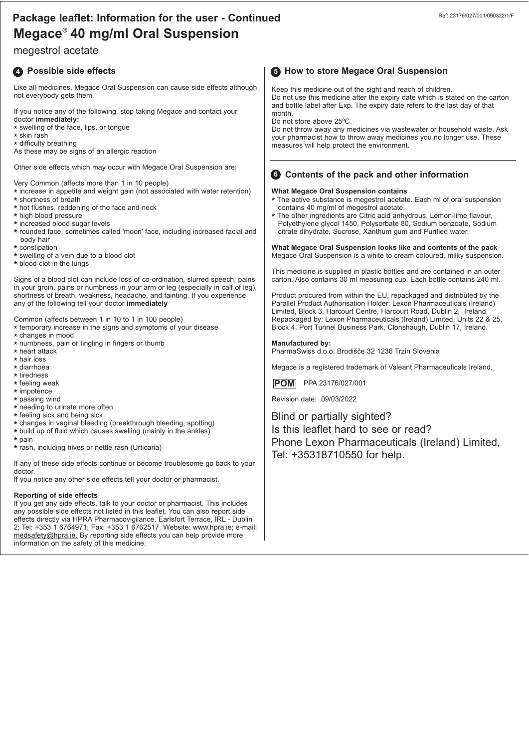# Package leaflet: Information for the user - Continued

# Megace® 40 mg/ml Oral Suspension

megestrol acetate

## 4 Possible side effects

Like all medicines, Megace Oral Suspension can cause side effects although not everybody gets them.

If you notice any of the following, stop taking Megace and contact your doctor **immediately:**

* swelling of the face, lips, or tongue
* skin rash
* difficulty breathing

As these may be signs of an allergic reaction

Other side effects which may occur with Megace Oral Suspension are:

Very Common (affects more than 1 in 10 people)

* increase in appetite and weight gain (not associated with water retention)
* shortness of breath
* hot flushes, reddening of the face and neck
* high blood pressure
* increased blood sugar levels
* rounded face, sometimes called 'moon' face, including increased facial and body hair
* constipation
* swelling of a vein due to a blood clot
* blood clot in the lungs

Signs of a blood clot can include loss of co-ordination, slurred speech, pains in your groin, pains or numbness in your arm or leg (especially in calf of leg), shortness of breath, weakness, headache, and fainting. If you experience any of the following tell your doctor **immediately**

Common (affects between 1 in 10 to 1 in 100 people)

* temporary increase in the signs and symptoms of your disease
* changes in mood
* numbness, pain or tingling in fingers or thumb
* heart attack
* hair loss
* diarrhoea
* tiredness
* feeling weak
* impotence
* passing wind
* needing to urinate more often
* feeling sick and being sick
* changes in vaginal bleeding (breakthrough bleeding, spotting)
* build up of fluid which causes swelling (mainly in the ankles)
* pain
* rash, including hives or nettle rash (Urticaria)

If any of these side effects continue or become troublesome go back to your doctor.
If you notice any other side effects tell your doctor or pharmacist.

**Reporting of side effects**
If you get any side effects, talk to your doctor or pharmacist. This includes any possible side effects not listed in this leaflet. You can also report side effects directly via HPRA Pharmacovigilance, Earlsfort Terrace, IRL - Dublin 2; Tel: +353 1 6764971; Fax: +353 1 6762517. Website: www.hpra.ie; e-mail: medsafety@hpra.ie. By reporting side effects you can help provide more information on the safety of this medicine.

## 5 How to store Megace Oral Suspension

Keep this medicine out of the sight and reach of children.
Do not use this medicine after the expiry date which is stated on the carton and bottle label after Exp. The expiry date refers to the last day of that month.
Do not store above 25ºC.
Do not throw away any medicines via wastewater or household waste. Ask your pharmacist how to throw away medicines you no longer use. These measures will help protect the environment.

## 6 Contents of the pack and other information

**What Megace Oral Suspension contains**

* The active substance is megestrol acetate. Each ml of oral suspension contains 40 mg/ml of megestrol acetate.
* The other ingredients are Citric acid anhydrous, Lemon-lime flavour, Polyethylene glycol 1450, Polysorbate 80, Sodium benzoate, Sodium citrate dihydrate, Sucrose, Xanthum gum and Purified water.

**What Megace Oral Suspension looks like and contents of the pack**
Megace Oral Suspension is a white to cream coloured, milky suspension.

This medicine is supplied in plastic bottles and are contained in an outer carton. Also contains 30 ml measuring cup. Each bottle contains 240 ml.

Product procured from within the EU, repackaged and distributed by the Parallel Product Authorisation Holder: Lexon Pharmaceuticals (Ireland) Limited, Block 3, Harcourt Centre, Harcourt Road, Dublin 2, Ireland.
Repackaged by: Lexon Pharmaceuticals (Ireland) Limited, Units 22 & 25, Block 4, Port Tunnel Business Park, Clonshaugh, Dublin 17, Ireland.

**Manufactured by:**
PharmaSwiss d.o.o. Brodišče 32 1236 Trzin Slovenia

Megace is a registered trademark of Valeant Pharmaceuticals Ireland.

**POM** PPA 23176/027/001

Revision date: 09/03/2022

Blind or partially sighted?
Is this leaflet hard to see or read?
Phone Lexon Pharmaceuticals (Ireland) Limited,
Tel: +35318710550 for help.